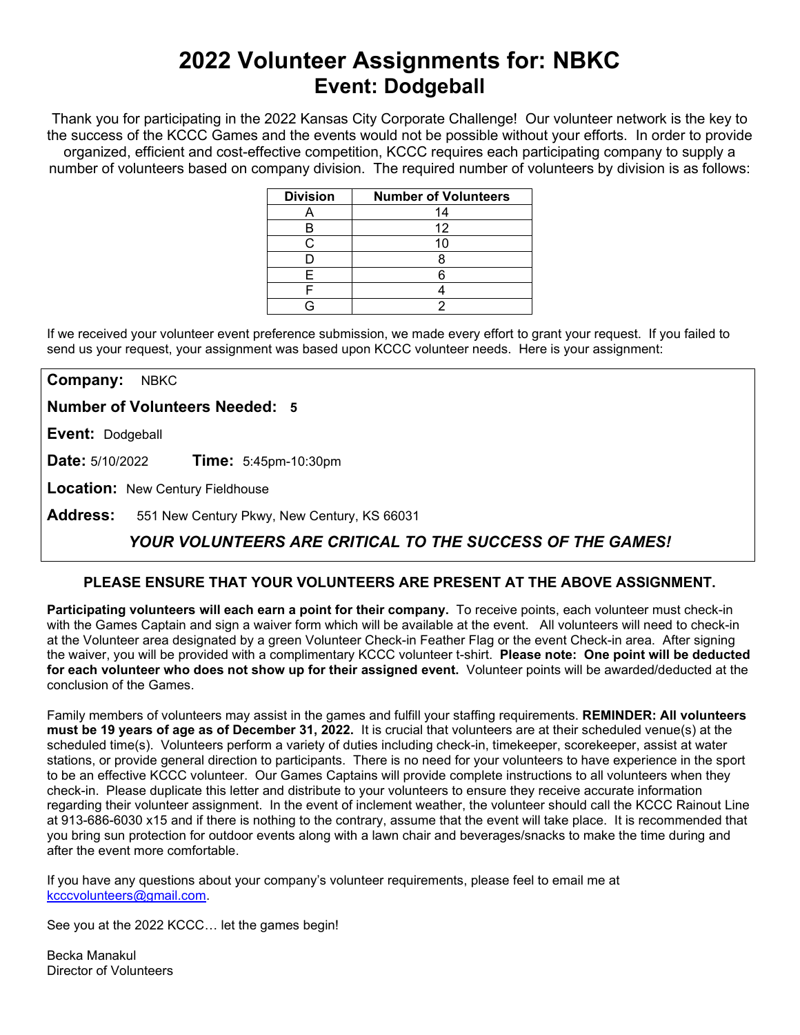# 2022 Volunteer Assignments for: NBKC
## Event: Dodgeball

Thank you for participating in the 2022 Kansas City Corporate Challenge! Our volunteer network is the key to the success of the KCCC Games and the events would not be possible without your efforts. In order to provide organized, efficient and cost-effective competition, KCCC requires each participating company to supply a number of volunteers based on company division. The required number of volunteers by division is as follows:

| Division | Number of Volunteers |
|---|---|
| A | 14 |
| B | 12 |
| C | 10 |
| D | 8 |
| E | 6 |
| F | 4 |
| G | 2 |

If we received your volunteer event preference submission, we made every effort to grant your request. If you failed to send us your request, your assignment was based upon KCCC volunteer needs. Here is your assignment:

**Company:** NBKC

**Number of Volunteers Needed: 5**

**Event:** Dodgeball

**Date:** 5/10/2022 **Time:** 5:45pm-10:30pm

**Location:** New Century Fieldhouse

**Address:** 551 New Century Pkwy, New Century, KS 66031

***YOUR VOLUNTEERS ARE CRITICAL TO THE SUCCESS OF THE GAMES!***

**PLEASE ENSURE THAT YOUR VOLUNTEERS ARE PRESENT AT THE ABOVE ASSIGNMENT.**

**Participating volunteers will each earn a point for their company.** To receive points, each volunteer must check-in with the Games Captain and sign a waiver form which will be available at the event. All volunteers will need to check-in at the Volunteer area designated by a green Volunteer Check-in Feather Flag or the event Check-in area. After signing the waiver, you will be provided with a complimentary KCCC volunteer t-shirt. **Please note: One point will be deducted for each volunteer who does not show up for their assigned event.** Volunteer points will be awarded/deducted at the conclusion of the Games.

Family members of volunteers may assist in the games and fulfill your staffing requirements. **REMINDER: All volunteers must be 19 years of age as of December 31, 2022.** It is crucial that volunteers are at their scheduled venue(s) at the scheduled time(s). Volunteers perform a variety of duties including check-in, timekeeper, scorekeeper, assist at water stations, or provide general direction to participants. There is no need for your volunteers to have experience in the sport to be an effective KCCC volunteer. Our Games Captains will provide complete instructions to all volunteers when they check-in. Please duplicate this letter and distribute to your volunteers to ensure they receive accurate information regarding their volunteer assignment. In the event of inclement weather, the volunteer should call the KCCC Rainout Line at 913-686-6030 x15 and if there is nothing to the contrary, assume that the event will take place. It is recommended that you bring sun protection for outdoor events along with a lawn chair and beverages/snacks to make the time during and after the event more comfortable.

If you have any questions about your company's volunteer requirements, please feel to email me at kcccvolunteers@gmail.com.

See you at the 2022 KCCC… let the games begin!

Becka Manakul
Director of Volunteers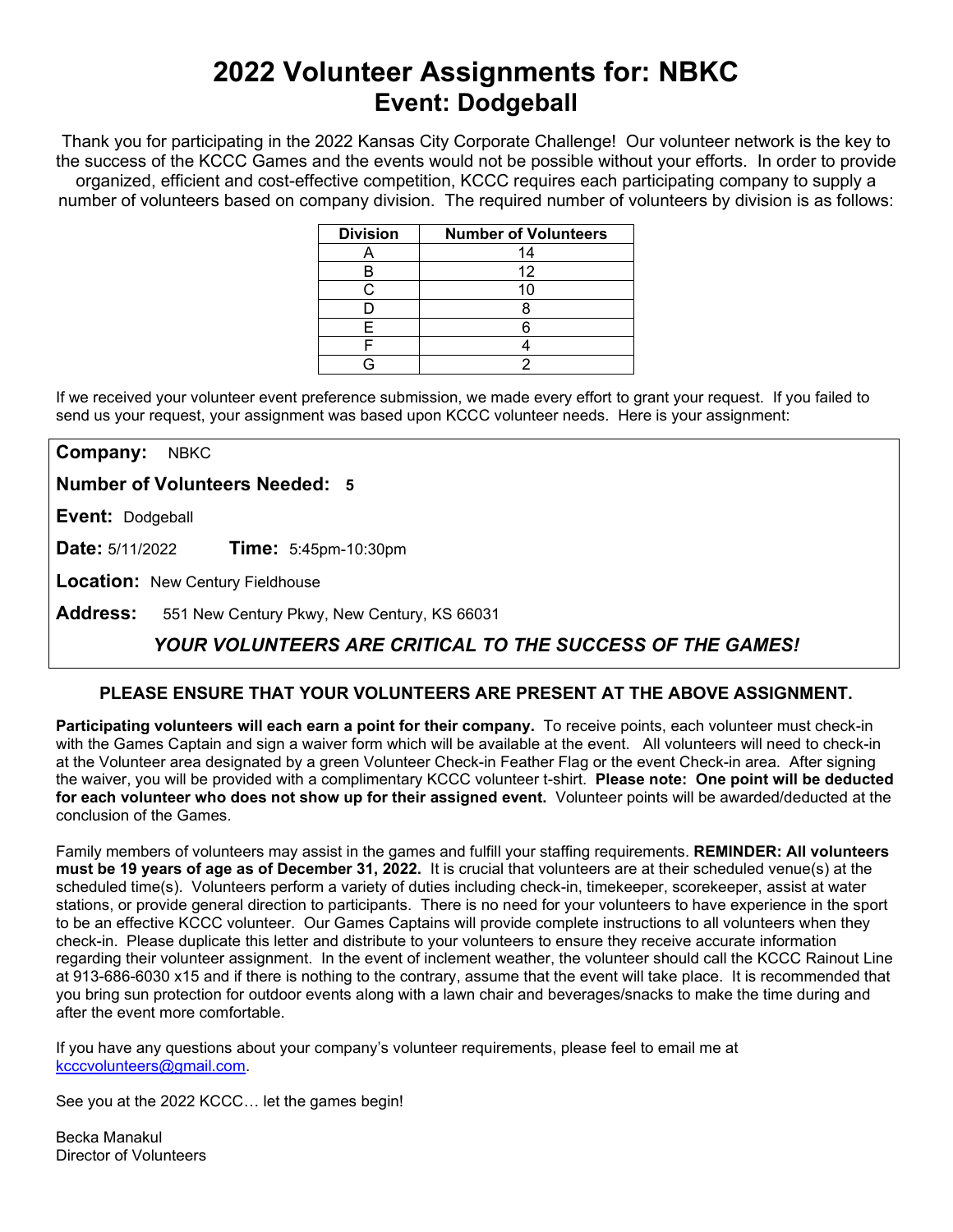# 2022 Volunteer Assignments for: NBKC

## Event: Dodgeball

Thank you for participating in the 2022 Kansas City Corporate Challenge! Our volunteer network is the key to the success of the KCCC Games and the events would not be possible without your efforts. In order to provide organized, efficient and cost-effective competition, KCCC requires each participating company to supply a number of volunteers based on company division. The required number of volunteers by division is as follows:

| Division | Number of Volunteers |
|---|---|
| A | 14 |
| B | 12 |
| C | 10 |
| D | 8 |
| E | 6 |
| F | 4 |
| G | 2 |

If we received your volunteer event preference submission, we made every effort to grant your request. If you failed to send us your request, your assignment was based upon KCCC volunteer needs. Here is your assignment:

**Company:** NBKC

**Number of Volunteers Needed:** **5**

**Event:** Dodgeball

**Date:** 5/11/2022 **Time:** 5:45pm-10:30pm

**Location:** New Century Fieldhouse

**Address:** 551 New Century Pkwy, New Century, KS 66031

***YOUR VOLUNTEERS ARE CRITICAL TO THE SUCCESS OF THE GAMES!***

**PLEASE ENSURE THAT YOUR VOLUNTEERS ARE PRESENT AT THE ABOVE ASSIGNMENT.**

**Participating volunteers will each earn a point for their company.** To receive points, each volunteer must check-in with the Games Captain and sign a waiver form which will be available at the event. All volunteers will need to check-in at the Volunteer area designated by a green Volunteer Check-in Feather Flag or the event Check-in area. After signing the waiver, you will be provided with a complimentary KCCC volunteer t-shirt. **Please note: One point will be deducted for each volunteer who does not show up for their assigned event.** Volunteer points will be awarded/deducted at the conclusion of the Games.

Family members of volunteers may assist in the games and fulfill your staffing requirements. **REMINDER: All volunteers must be 19 years of age as of December 31, 2022.** It is crucial that volunteers are at their scheduled venue(s) at the scheduled time(s). Volunteers perform a variety of duties including check-in, timekeeper, scorekeeper, assist at water stations, or provide general direction to participants. There is no need for your volunteers to have experience in the sport to be an effective KCCC volunteer. Our Games Captains will provide complete instructions to all volunteers when they check-in. Please duplicate this letter and distribute to your volunteers to ensure they receive accurate information regarding their volunteer assignment. In the event of inclement weather, the volunteer should call the KCCC Rainout Line at 913-686-6030 x15 and if there is nothing to the contrary, assume that the event will take place. It is recommended that you bring sun protection for outdoor events along with a lawn chair and beverages/snacks to make the time during and after the event more comfortable.

If you have any questions about your company's volunteer requirements, please feel to email me at kcccvolunteers@gmail.com.

See you at the 2022 KCCC… let the games begin!

Becka Manakul
Director of Volunteers